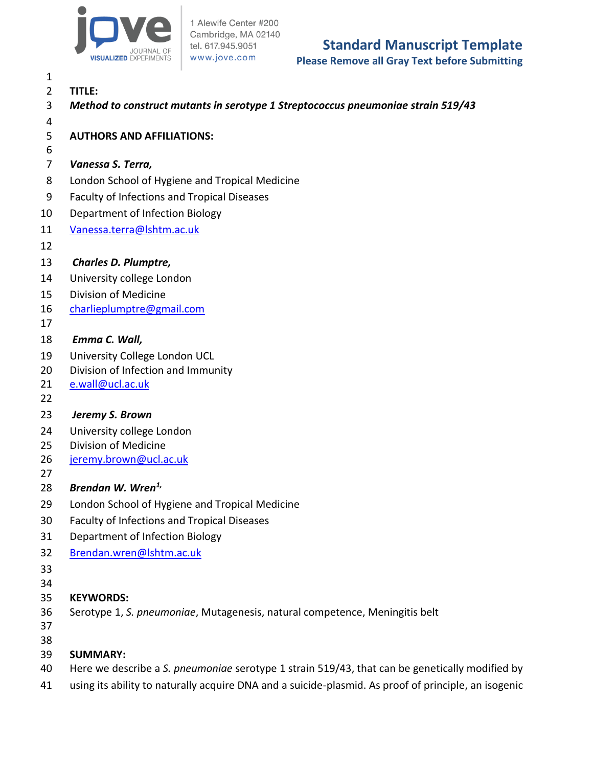**TITLE:**

***Method to construct mutants in serotype 1 Streptococcus pneumoniae strain 519/43***

**AUTHORS AND AFFILIATIONS:**

***Vanessa S. Terra,***
London School of Hygiene and Tropical Medicine
Faculty of Infections and Tropical Diseases
Department of Infection Biology
Vanessa.terra@lshtm.ac.uk

***Charles D. Plumptre,***
University college London
Division of Medicine
charlieplumptre@gmail.com

***Emma C. Wall,***
University College London UCL
Division of Infection and Immunity
e.wall@ucl.ac.uk

***Jeremy S. Brown***
University college London
Division of Medicine
jeremy.brown@ucl.ac.uk

***Brendan W. Wren[1,]***
London School of Hygiene and Tropical Medicine
Faculty of Infections and Tropical Diseases
Department of Infection Biology
Brendan.wren@lshtm.ac.uk

**KEYWORDS:**
Serotype 1, *S. pneumoniae*, Mutagenesis, natural competence, Meningitis belt

**SUMMARY:**
Here we describe a *S. pneumoniae* serotype 1 strain 519/43, that can be genetically modified by using its ability to naturally acquire DNA and a suicide-plasmid. As proof of principle, an isogenic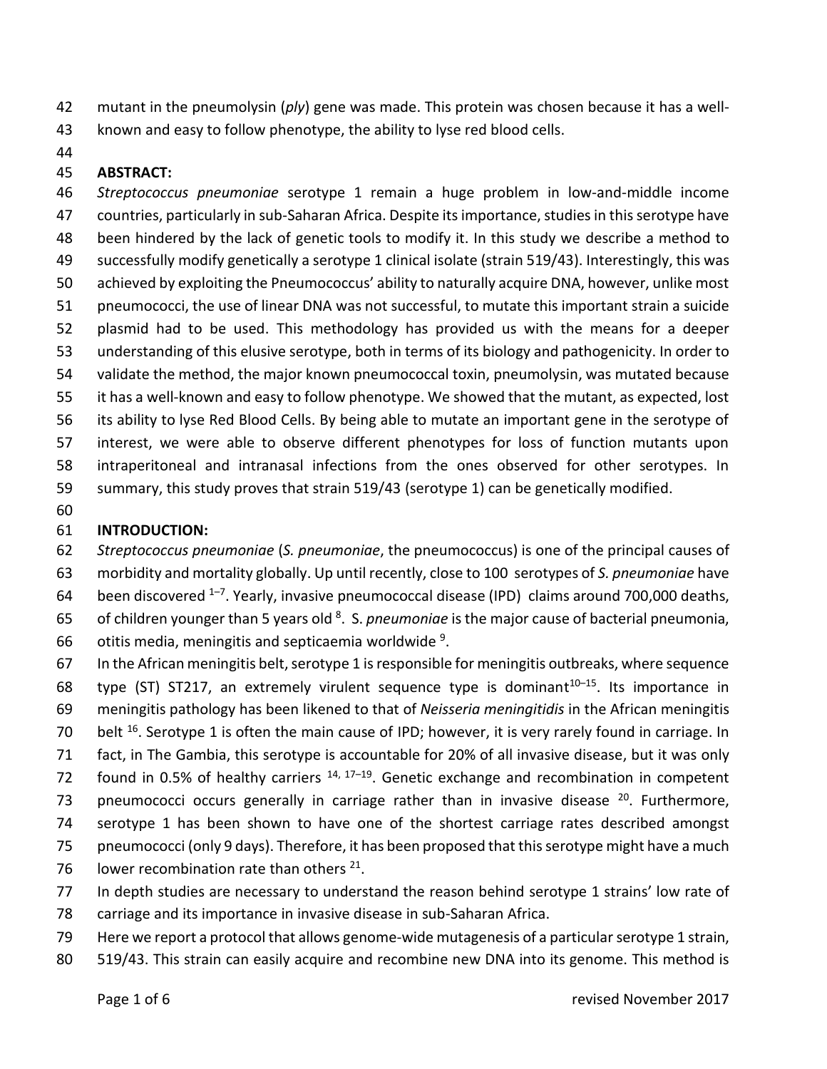mutant in the pneumolysin (*ply*) gene was made. This protein was chosen because it has a well-known and easy to follow phenotype, the ability to lyse red blood cells.

## ABSTRACT:

*Streptococcus pneumoniae* serotype 1 remain a huge problem in low-and-middle income countries, particularly in sub-Saharan Africa. Despite its importance, studies in this serotype have been hindered by the lack of genetic tools to modify it. In this study we describe a method to successfully modify genetically a serotype 1 clinical isolate (strain 519/43). Interestingly, this was achieved by exploiting the Pneumococcus' ability to naturally acquire DNA, however, unlike most pneumococci, the use of linear DNA was not successful, to mutate this important strain a suicide plasmid had to be used. This methodology has provided us with the means for a deeper understanding of this elusive serotype, both in terms of its biology and pathogenicity. In order to validate the method, the major known pneumococcal toxin, pneumolysin, was mutated because it has a well-known and easy to follow phenotype. We showed that the mutant, as expected, lost its ability to lyse Red Blood Cells. By being able to mutate an important gene in the serotype of interest, we were able to observe different phenotypes for loss of function mutants upon intraperitoneal and intranasal infections from the ones observed for other serotypes. In summary, this study proves that strain 519/43 (serotype 1) can be genetically modified.

## INTRODUCTION:

*Streptococcus pneumoniae* (*S. pneumoniae*, the pneumococcus) is one of the principal causes of morbidity and mortality globally. Up until recently, close to 100 serotypes of *S. pneumoniae* have been discovered [1–7]. Yearly, invasive pneumococcal disease (IPD) claims around 700,000 deaths, of children younger than 5 years old [8]. S. *pneumoniae* is the major cause of bacterial pneumonia, otitis media, meningitis and septicaemia worldwide [9].

In the African meningitis belt, serotype 1 is responsible for meningitis outbreaks, where sequence type (ST) ST217, an extremely virulent sequence type is dominant[10–15]. Its importance in meningitis pathology has been likened to that of *Neisseria meningitidis* in the African meningitis belt [16]. Serotype 1 is often the main cause of IPD; however, it is very rarely found in carriage. In fact, in The Gambia, this serotype is accountable for 20% of all invasive disease, but it was only found in 0.5% of healthy carriers [14, 17–19]. Genetic exchange and recombination in competent pneumococci occurs generally in carriage rather than in invasive disease [20]. Furthermore, serotype 1 has been shown to have one of the shortest carriage rates described amongst pneumococci (only 9 days). Therefore, it has been proposed that this serotype might have a much lower recombination rate than others [21].

In depth studies are necessary to understand the reason behind serotype 1 strains' low rate of carriage and its importance in invasive disease in sub-Saharan Africa.

Here we report a protocol that allows genome-wide mutagenesis of a particular serotype 1 strain, 519/43. This strain can easily acquire and recombine new DNA into its genome. This method is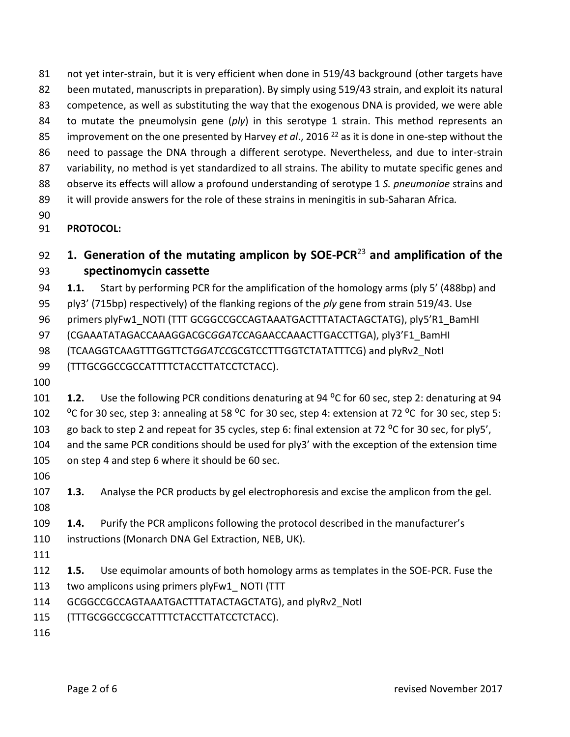not yet inter-strain, but it is very efficient when done in 519/43 background (other targets have been mutated, manuscripts in preparation). By simply using 519/43 strain, and exploit its natural competence, as well as substituting the way that the exogenous DNA is provided, we were able to mutate the pneumolysin gene (*ply*) in this serotype 1 strain. This method represents an improvement on the one presented by Harvey *et al*., 2016 [22] as it is done in one-step without the need to passage the DNA through a different serotype. Nevertheless, and due to inter-strain variability, no method is yet standardized to all strains. The ability to mutate specific genes and observe its effects will allow a profound understanding of serotype 1 *S. pneumoniae* strains and it will provide answers for the role of these strains in meningitis in sub-Saharan Africa.

**PROTOCOL:**

## 1. Generation of the mutating amplicon by SOE-PCR[23] and amplification of the spectinomycin cassette

**1.1.** Start by performing PCR for the amplification of the homology arms (ply 5' (488bp) and ply3' (715bp) respectively) of the flanking regions of the *ply* gene from strain 519/43. Use primers plyFw1_NOTI (TTT GCGGCCGCCAGTAAATGACTTTATACTAGCTATG), ply5'R1_BamHI (CGAAATATAGACCAAAGGACGC*GGATCC*AGAACCAAACTTGACCTTGA), ply3'F1_BamHI (TCAAGGTCAAGTTTGGTTCT*GGATCC*GCGTCCTTTGGTCTATATTTCG) and plyRv2_NotI (TTTGCGGCCGCCATTTTCTACCTTATCCTCTACC).

**1.2.** Use the following PCR conditions denaturing at 94 ºC for 60 sec, step 2: denaturing at 94 ºC for 30 sec, step 3: annealing at 58 ºC for 30 sec, step 4: extension at 72 ºC for 30 sec, step 5: go back to step 2 and repeat for 35 cycles, step 6: final extension at 72 ºC for 30 sec, for ply5', and the same PCR conditions should be used for ply3' with the exception of the extension time on step 4 and step 6 where it should be 60 sec.

**1.3.** Analyse the PCR products by gel electrophoresis and excise the amplicon from the gel.

**1.4.** Purify the PCR amplicons following the protocol described in the manufacturer's instructions (Monarch DNA Gel Extraction, NEB, UK).

**1.5.** Use equimolar amounts of both homology arms as templates in the SOE-PCR. Fuse the two amplicons using primers plyFw1_ NOTI (TTT GCGGCCGCCAGTAAATGACTTTATACTAGCTATG), and plyRv2_NotI (TTTGCGGCCGCCATTTTCTACCTTATCCTCTACC).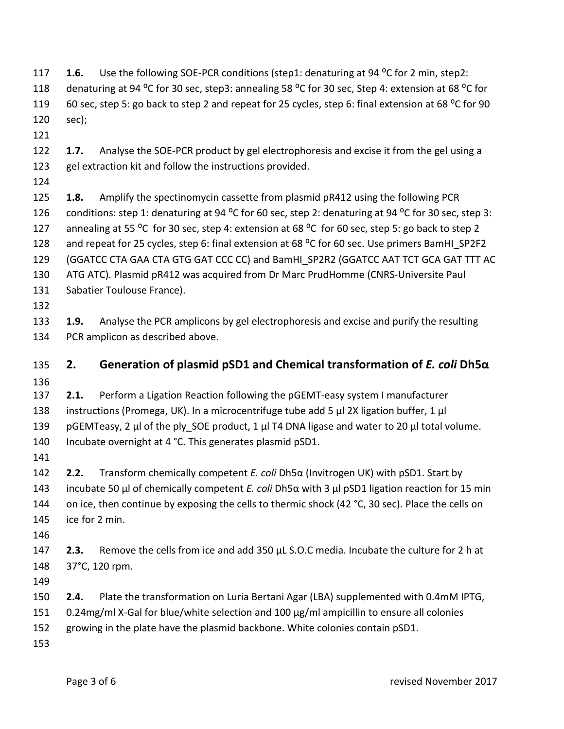**1.6.** Use the following SOE-PCR conditions (step1: denaturing at 94 ºC for 2 min, step2: denaturing at 94 ºC for 30 sec, step3: annealing 58 ºC for 30 sec, Step 4: extension at 68 ºC for 60 sec, step 5: go back to step 2 and repeat for 25 cycles, step 6: final extension at 68 ºC for 90 sec);

**1.7.** Analyse the SOE-PCR product by gel electrophoresis and excise it from the gel using a gel extraction kit and follow the instructions provided.

**1.8.** Amplify the spectinomycin cassette from plasmid pR412 using the following PCR conditions: step 1: denaturing at 94 ºC for 60 sec, step 2: denaturing at 94 ºC for 30 sec, step 3: annealing at 55 ºC for 30 sec, step 4: extension at 68 ºC for 60 sec, step 5: go back to step 2 and repeat for 25 cycles, step 6: final extension at 68 ºC for 60 sec. Use primers BamHI_SP2F2 (GGATCC CTA GAA CTA GTG GAT CCC CC) and BamHI_SP2R2 (GGATCC AAT TCT GCA GAT TTT AC ATG ATC). Plasmid pR412 was acquired from Dr Marc PrudHomme (CNRS-Universite Paul Sabatier Toulouse France).

**1.9.** Analyse the PCR amplicons by gel electrophoresis and excise and purify the resulting PCR amplicon as described above.

## 2. Generation of plasmid pSD1 and Chemical transformation of *E. coli* Dh5α

**2.1.** Perform a Ligation Reaction following the pGEMT-easy system I manufacturer instructions (Promega, UK). In a microcentrifuge tube add 5 µl 2X ligation buffer, 1 µl pGEMTeasy, 2 µl of the ply_SOE product, 1 µl T4 DNA ligase and water to 20 µl total volume. Incubate overnight at 4 °C. This generates plasmid pSD1.

**2.2.** Transform chemically competent *E. coli* Dh5α (Invitrogen UK) with pSD1. Start by incubate 50 µl of chemically competent *E. coli* Dh5α with 3 µl pSD1 ligation reaction for 15 min on ice, then continue by exposing the cells to thermic shock (42 °C, 30 sec). Place the cells on ice for 2 min.

**2.3.** Remove the cells from ice and add 350 µL S.O.C media. Incubate the culture for 2 h at 37°C, 120 rpm.

**2.4.** Plate the transformation on Luria Bertani Agar (LBA) supplemented with 0.4mM IPTG, 0.24mg/ml X-Gal for blue/white selection and 100 µg/ml ampicillin to ensure all colonies growing in the plate have the plasmid backbone. White colonies contain pSD1.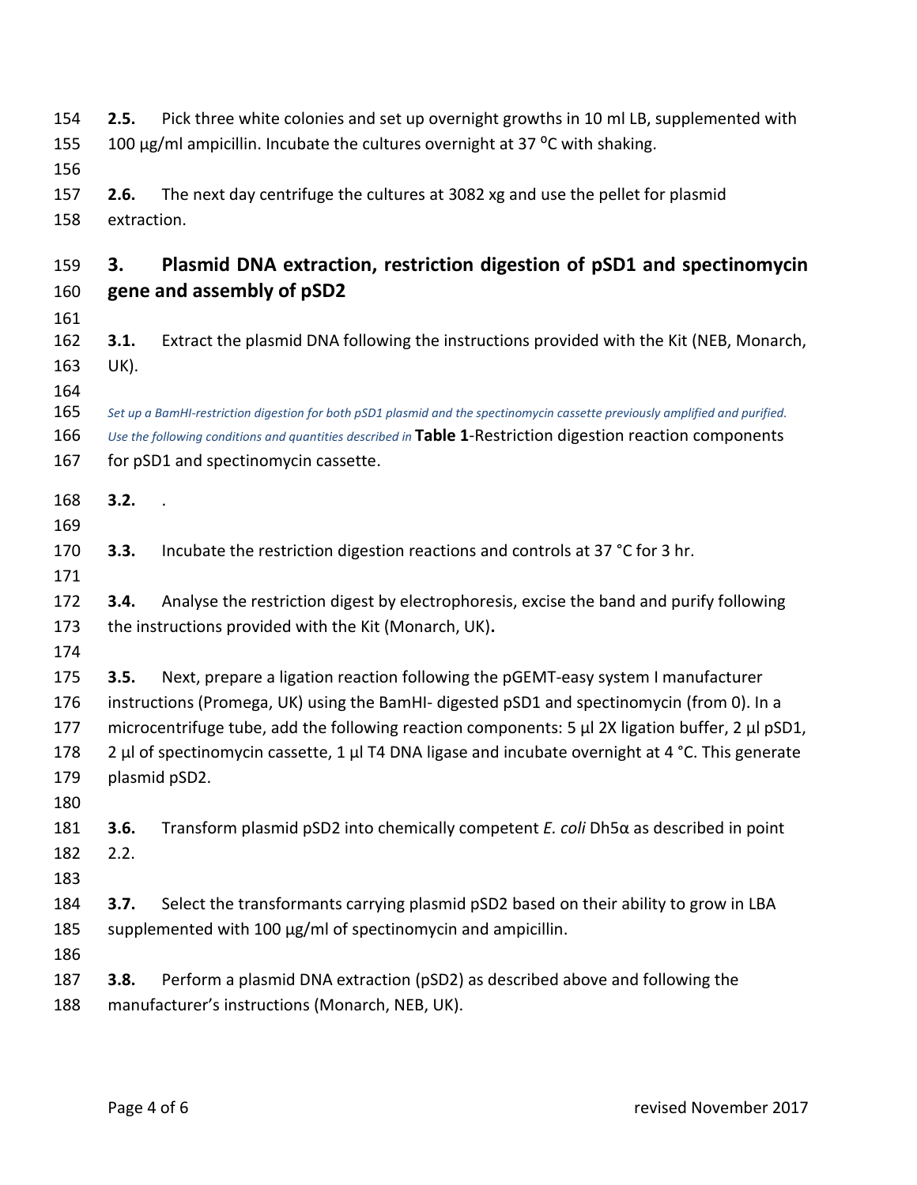**2.5.** Pick three white colonies and set up overnight growths in 10 ml LB, supplemented with 100 µg/ml ampicillin. Incubate the cultures overnight at 37 °C with shaking.

**2.6.** The next day centrifuge the cultures at 3082 xg and use the pellet for plasmid extraction.

## 3. Plasmid DNA extraction, restriction digestion of pSD1 and spectinomycin gene and assembly of pSD2

**3.1.** Extract the plasmid DNA following the instructions provided with the Kit (NEB, Monarch, UK).

*Set up a BamHI-restriction digestion for both pSD1 plasmid and the spectinomycin cassette previously amplified and purified. Use the following conditions and quantities described in* **Table 1**-Restriction digestion reaction components for pSD1 and spectinomycin cassette.

**3.2.** .

**3.3.** Incubate the restriction digestion reactions and controls at 37 °C for 3 hr.

**3.4.** Analyse the restriction digest by electrophoresis, excise the band and purify following the instructions provided with the Kit (Monarch, UK)**.**

**3.5.** Next, prepare a ligation reaction following the pGEMT-easy system I manufacturer instructions (Promega, UK) using the BamHI- digested pSD1 and spectinomycin (from 0). In a microcentrifuge tube, add the following reaction components: 5 µl 2X ligation buffer, 2 µl pSD1, 2 µl of spectinomycin cassette, 1 µl T4 DNA ligase and incubate overnight at 4 °C. This generate plasmid pSD2.

**3.6.** Transform plasmid pSD2 into chemically competent *E. coli* Dh5α as described in point 2.2.

**3.7.** Select the transformants carrying plasmid pSD2 based on their ability to grow in LBA supplemented with 100 µg/ml of spectinomycin and ampicillin.

**3.8.** Perform a plasmid DNA extraction (pSD2) as described above and following the manufacturer's instructions (Monarch, NEB, UK).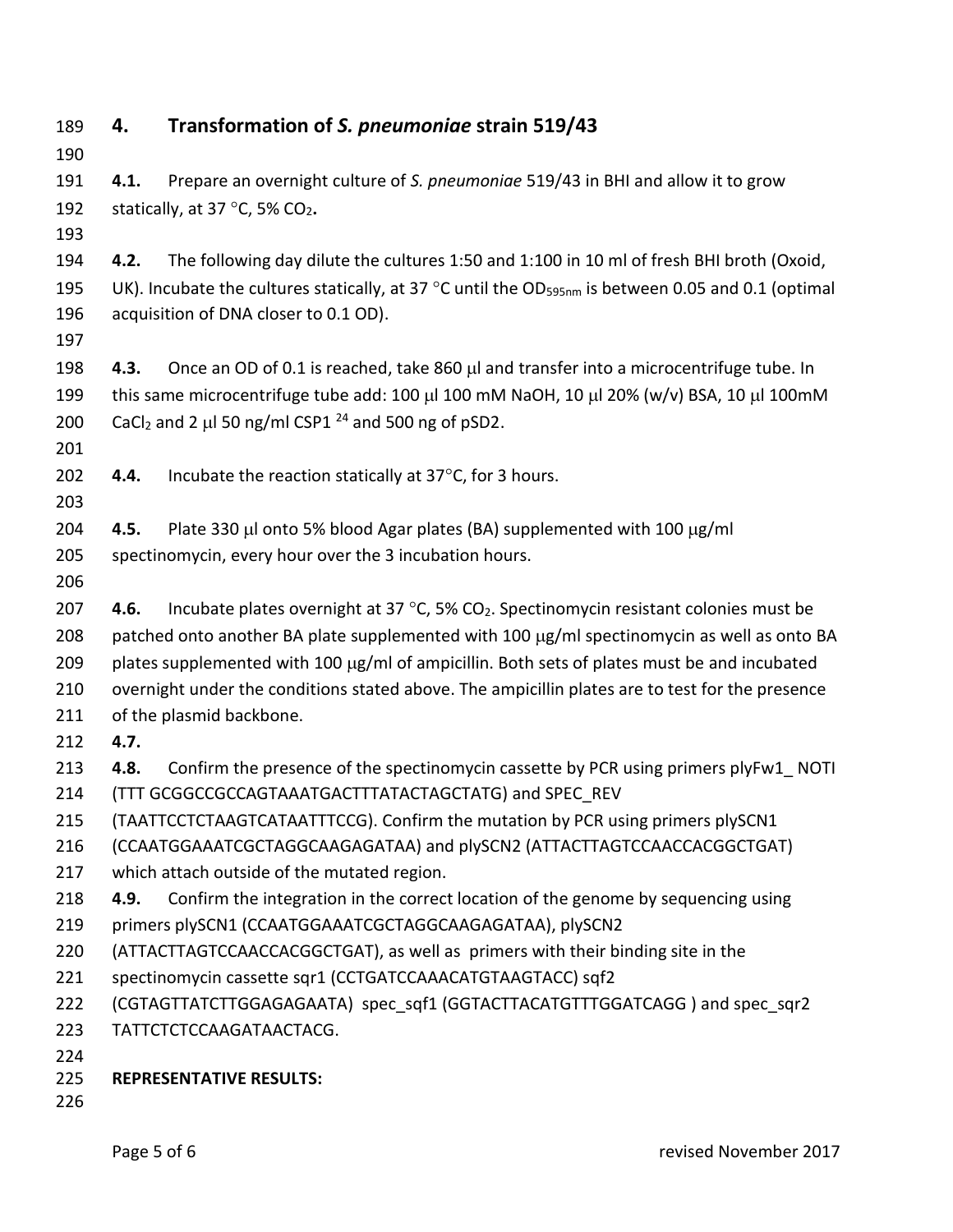## 4. Transformation of *S. pneumoniae* strain 519/43

**4.1.** Prepare an overnight culture of *S. pneumoniae* 519/43 in BHI and allow it to grow statically, at 37 °C, 5% $CO_2$**.**

**4.2.** The following day dilute the cultures 1:50 and 1:100 in 10 ml of fresh BHI broth (Oxoid, UK). Incubate the cultures statically, at 37 °C until the $OD_{595nm}$ is between 0.05 and 0.1 (optimal acquisition of DNA closer to 0.1 OD).

**4.3.** Once an OD of 0.1 is reached, take 860 μl and transfer into a microcentrifuge tube. In this same microcentrifuge tube add: 100 μl 100 mM NaOH, 10 μl 20% (w/v) BSA, 10 μl 100mM $CaCl_2$ and 2 μl 50 ng/ml CSP1 [24] and 500 ng of pSD2.

**4.4.** Incubate the reaction statically at 37°C, for 3 hours.

**4.5.** Plate 330 μl onto 5% blood Agar plates (BA) supplemented with 100 μg/ml spectinomycin, every hour over the 3 incubation hours.

**4.6.** Incubate plates overnight at 37 °C, 5% $CO_2$. Spectinomycin resistant colonies must be patched onto another BA plate supplemented with 100 μg/ml spectinomycin as well as onto BA plates supplemented with 100 μg/ml of ampicillin. Both sets of plates must be and incubated overnight under the conditions stated above. The ampicillin plates are to test for the presence of the plasmid backbone.

**4.7.**

**4.8.** Confirm the presence of the spectinomycin cassette by PCR using primers plyFw1_ NOTI (TTT GCGGCCGCCAGTAAATGACTTTATACTAGCTATG) and SPEC_REV (TAATTCCTCTAAGTCATAATTTCCG). Confirm the mutation by PCR using primers plySCN1 (CCAATGGAAATCGCTAGGCAAGAGATAA) and plySCN2 (ATTACTTAGTCCAACCACGGCTGAT) which attach outside of the mutated region.

**4.9.** Confirm the integration in the correct location of the genome by sequencing using primers plySCN1 (CCAATGGAAATCGCTAGGCAAGAGATAA), plySCN2 (ATTACTTAGTCCAACCACGGCTGAT), as well as primers with their binding site in the spectinomycin cassette sqr1 (CCTGATCCAAACATGTAAGTACC) sqf2 (CGTAGTTATCTTGGAGAGAATA) spec_sqf1 (GGTACTTACATGTTTGGATCAGG ) and spec_sqr2 TATTCTCTCCAAGATAACTACG.

**REPRESENTATIVE RESULTS:**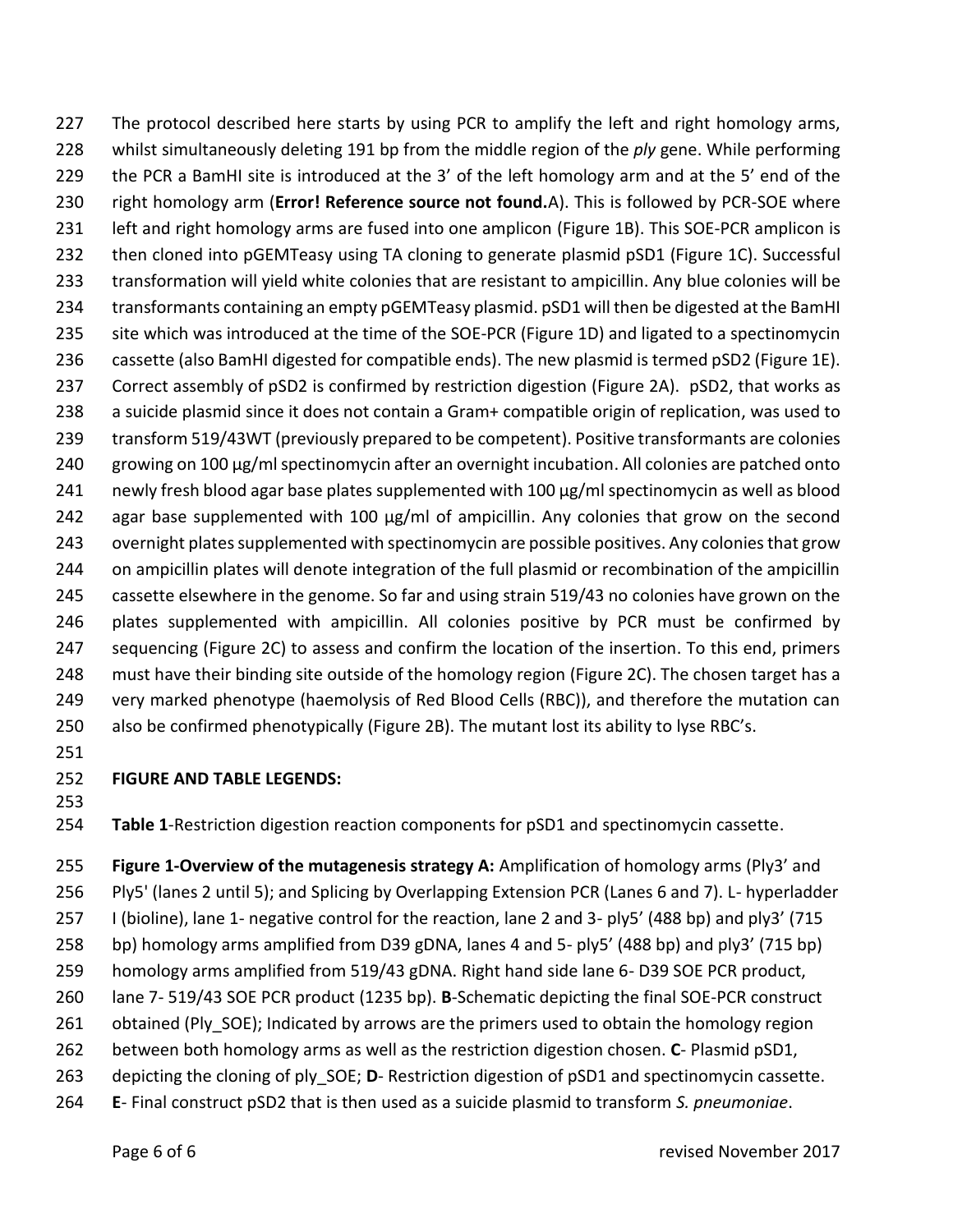The protocol described here starts by using PCR to amplify the left and right homology arms, whilst simultaneously deleting 191 bp from the middle region of the *ply* gene. While performing the PCR a BamHI site is introduced at the 3' of the left homology arm and at the 5' end of the right homology arm (**Error! Reference source not found.**A). This is followed by PCR-SOE where left and right homology arms are fused into one amplicon (Figure 1B). This SOE-PCR amplicon is then cloned into pGEMTeasy using TA cloning to generate plasmid pSD1 (Figure 1C). Successful transformation will yield white colonies that are resistant to ampicillin. Any blue colonies will be transformants containing an empty pGEMTeasy plasmid. pSD1 will then be digested at the BamHI site which was introduced at the time of the SOE-PCR (Figure 1D) and ligated to a spectinomycin cassette (also BamHI digested for compatible ends). The new plasmid is termed pSD2 (Figure 1E). Correct assembly of pSD2 is confirmed by restriction digestion (Figure 2A). pSD2, that works as a suicide plasmid since it does not contain a Gram+ compatible origin of replication, was used to transform 519/43WT (previously prepared to be competent). Positive transformants are colonies growing on 100 µg/ml spectinomycin after an overnight incubation. All colonies are patched onto newly fresh blood agar base plates supplemented with 100 µg/ml spectinomycin as well as blood agar base supplemented with 100 µg/ml of ampicillin. Any colonies that grow on the second overnight plates supplemented with spectinomycin are possible positives. Any colonies that grow on ampicillin plates will denote integration of the full plasmid or recombination of the ampicillin cassette elsewhere in the genome. So far and using strain 519/43 no colonies have grown on the plates supplemented with ampicillin. All colonies positive by PCR must be confirmed by sequencing (Figure 2C) to assess and confirm the location of the insertion. To this end, primers must have their binding site outside of the homology region (Figure 2C). The chosen target has a very marked phenotype (haemolysis of Red Blood Cells (RBC)), and therefore the mutation can also be confirmed phenotypically (Figure 2B). The mutant lost its ability to lyse RBC's.

## FIGURE AND TABLE LEGENDS:

**Table 1**-Restriction digestion reaction components for pSD1 and spectinomycin cassette.

**Figure 1-Overview of the mutagenesis strategy A:** Amplification of homology arms (Ply3' and Ply5' (lanes 2 until 5); and Splicing by Overlapping Extension PCR (Lanes 6 and 7). L- hyperladder I (bioline), lane 1- negative control for the reaction, lane 2 and 3- ply5' (488 bp) and ply3' (715 bp) homology arms amplified from D39 gDNA, lanes 4 and 5- ply5' (488 bp) and ply3' (715 bp) homology arms amplified from 519/43 gDNA. Right hand side lane 6- D39 SOE PCR product, lane 7- 519/43 SOE PCR product (1235 bp). **B**-Schematic depicting the final SOE-PCR construct obtained (Ply_SOE); Indicated by arrows are the primers used to obtain the homology region between both homology arms as well as the restriction digestion chosen. **C**- Plasmid pSD1, depicting the cloning of ply_SOE; **D**- Restriction digestion of pSD1 and spectinomycin cassette. **E**- Final construct pSD2 that is then used as a suicide plasmid to transform *S. pneumoniae*.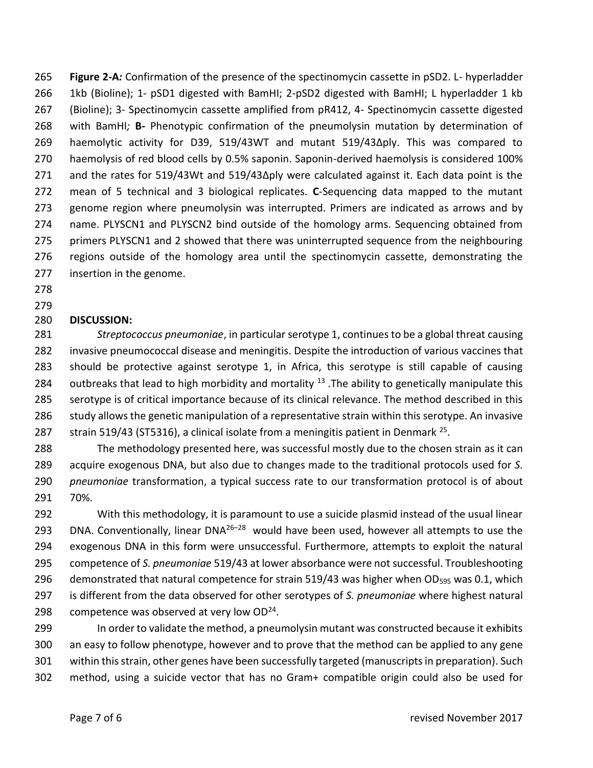**Figure 2-A:** Confirmation of the presence of the spectinomycin cassette in pSD2. L- hyperladder 1kb (Bioline); 1- pSD1 digested with BamHI; 2-pSD2 digested with BamHI; L hyperladder 1 kb (Bioline); 3- Spectinomycin cassette amplified from pR412, 4- Spectinomycin cassette digested with BamHI*;* **B-** Phenotypic confirmation of the pneumolysin mutation by determination of haemolytic activity for D39, 519/43WT and mutant 519/43Δply. This was compared to haemolysis of red blood cells by 0.5% saponin. Saponin-derived haemolysis is considered 100% and the rates for 519/43Wt and 519/43Δply were calculated against it. Each data point is the mean of 5 technical and 3 biological replicates. **C**-Sequencing data mapped to the mutant genome region where pneumolysin was interrupted. Primers are indicated as arrows and by name. PLYSCN1 and PLYSCN2 bind outside of the homology arms. Sequencing obtained from primers PLYSCN1 and 2 showed that there was uninterrupted sequence from the neighbouring regions outside of the homology area until the spectinomycin cassette, demonstrating the insertion in the genome.

## DISCUSSION:

*Streptococcus pneumoniae*, in particular serotype 1, continues to be a global threat causing invasive pneumococcal disease and meningitis. Despite the introduction of various vaccines that should be protective against serotype 1, in Africa, this serotype is still capable of causing outbreaks that lead to high morbidity and mortality [13] .The ability to genetically manipulate this serotype is of critical importance because of its clinical relevance. The method described in this study allows the genetic manipulation of a representative strain within this serotype. An invasive strain 519/43 (ST5316), a clinical isolate from a meningitis patient in Denmark [25].

The methodology presented here, was successful mostly due to the chosen strain as it can acquire exogenous DNA, but also due to changes made to the traditional protocols used for *S. pneumoniae* transformation, a typical success rate to our transformation protocol is of about 70%.

With this methodology, it is paramount to use a suicide plasmid instead of the usual linear DNA. Conventionally, linear DNA[26–28] would have been used, however all attempts to use the exogenous DNA in this form were unsuccessful. Furthermore, attempts to exploit the natural competence of *S. pneumoniae* 519/43 at lower absorbance were not successful. Troubleshooting demonstrated that natural competence for strain 519/43 was higher when $OD_{595}$ was 0.1, which is different from the data observed for other serotypes of *S. pneumoniae* where highest natural competence was observed at very low OD[24].

In order to validate the method, a pneumolysin mutant was constructed because it exhibits an easy to follow phenotype, however and to prove that the method can be applied to any gene within this strain, other genes have been successfully targeted (manuscripts in preparation). Such method, using a suicide vector that has no Gram+ compatible origin could also be used for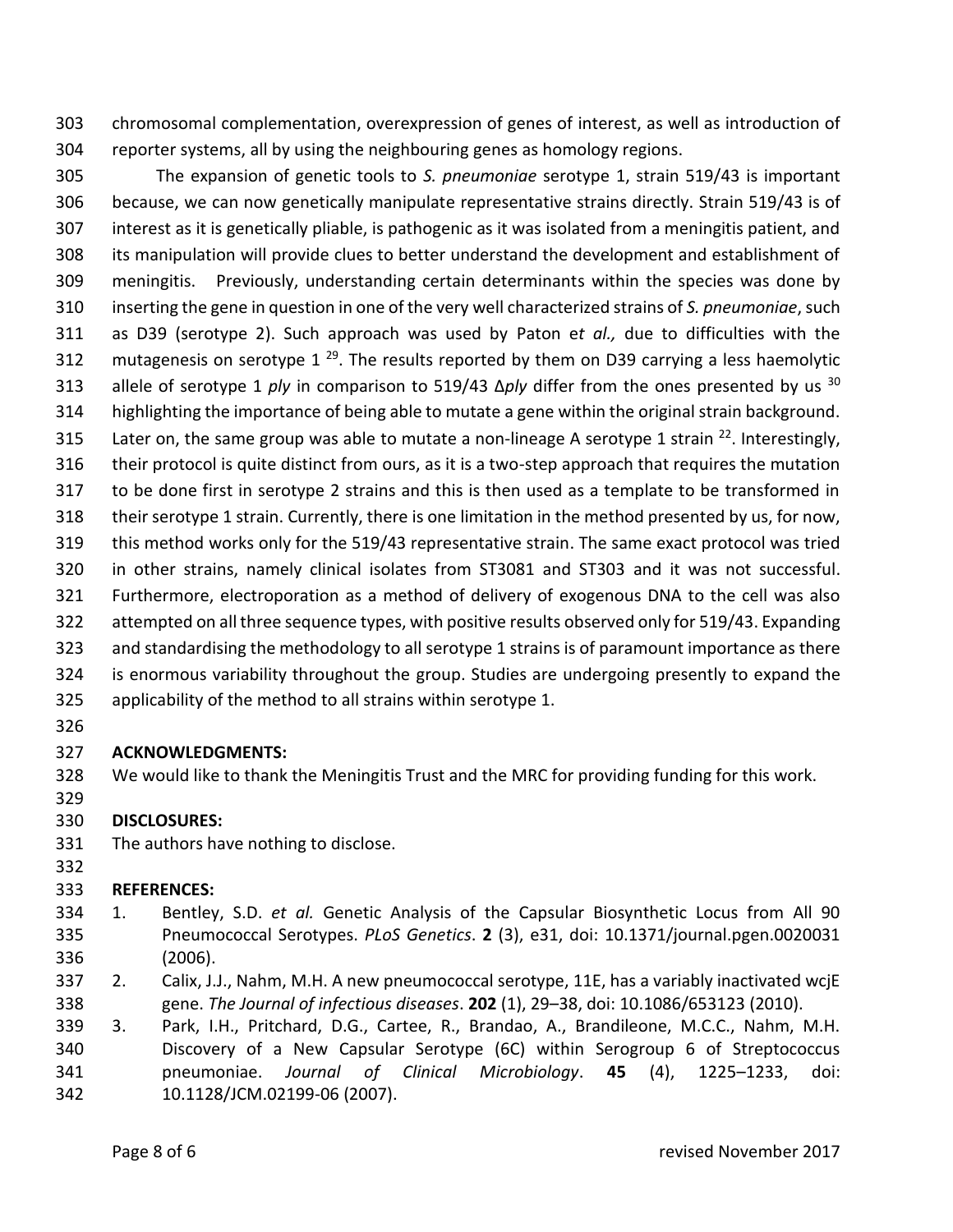chromosomal complementation, overexpression of genes of interest, as well as introduction of reporter systems, all by using the neighbouring genes as homology regions.

The expansion of genetic tools to *S. pneumoniae* serotype 1, strain 519/43 is important because, we can now genetically manipulate representative strains directly. Strain 519/43 is of interest as it is genetically pliable, is pathogenic as it was isolated from a meningitis patient, and its manipulation will provide clues to better understand the development and establishment of meningitis. Previously, understanding certain determinants within the species was done by inserting the gene in question in one of the very well characterized strains of *S. pneumoniae*, such as D39 (serotype 2). Such approach was used by Paton e*t al.,* due to difficulties with the mutagenesis on serotype 1 [29]. The results reported by them on D39 carrying a less haemolytic allele of serotype 1 *ply* in comparison to 519/43 Δ*ply* differ from the ones presented by us [30] highlighting the importance of being able to mutate a gene within the original strain background. Later on, the same group was able to mutate a non-lineage A serotype 1 strain [22]. Interestingly, their protocol is quite distinct from ours, as it is a two-step approach that requires the mutation to be done first in serotype 2 strains and this is then used as a template to be transformed in their serotype 1 strain. Currently, there is one limitation in the method presented by us, for now, this method works only for the 519/43 representative strain. The same exact protocol was tried in other strains, namely clinical isolates from ST3081 and ST303 and it was not successful. Furthermore, electroporation as a method of delivery of exogenous DNA to the cell was also attempted on all three sequence types, with positive results observed only for 519/43. Expanding and standardising the methodology to all serotype 1 strains is of paramount importance as there is enormous variability throughout the group. Studies are undergoing presently to expand the applicability of the method to all strains within serotype 1.

**ACKNOWLEDGMENTS:**

We would like to thank the Meningitis Trust and the MRC for providing funding for this work.

**DISCLOSURES:**

The authors have nothing to disclose.

**REFERENCES:**

1. Bentley, S.D. *et al.* Genetic Analysis of the Capsular Biosynthetic Locus from All 90 Pneumococcal Serotypes. *PLoS Genetics*. **2** (3), e31, doi: 10.1371/journal.pgen.0020031 (2006).
2. Calix, J.J., Nahm, M.H. A new pneumococcal serotype, 11E, has a variably inactivated wcjE gene. *The Journal of infectious diseases*. **202** (1), 29–38, doi: 10.1086/653123 (2010).
3. Park, I.H., Pritchard, D.G., Cartee, R., Brandao, A., Brandileone, M.C.C., Nahm, M.H. Discovery of a New Capsular Serotype (6C) within Serogroup 6 of Streptococcus pneumoniae. *Journal of Clinical Microbiology*. **45** (4), 1225–1233, doi: 10.1128/JCM.02199-06 (2007).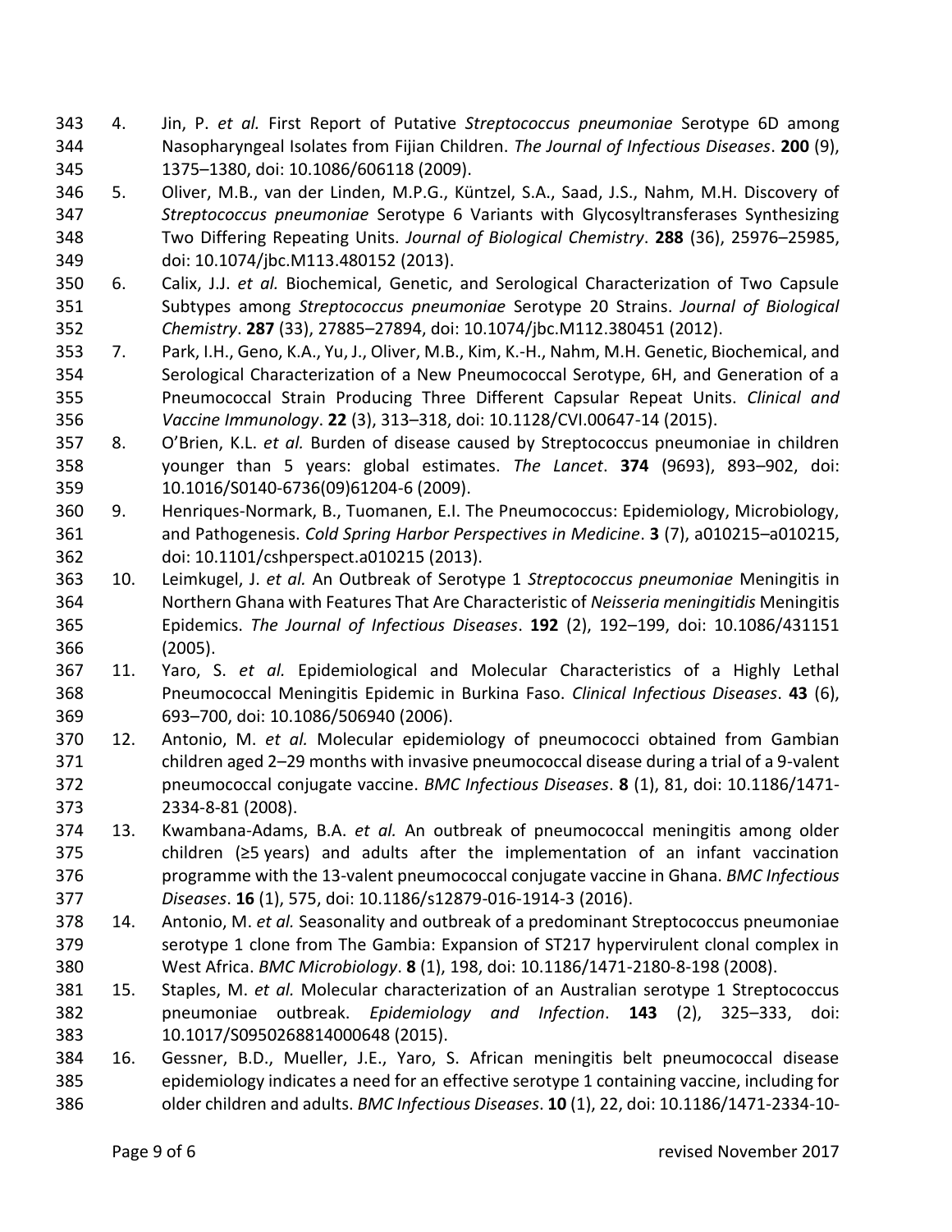4. Jin, P. *et al.* First Report of Putative *Streptococcus pneumoniae* Serotype 6D among Nasopharyngeal Isolates from Fijian Children. *The Journal of Infectious Diseases*. **200** (9), 1375–1380, doi: 10.1086/606118 (2009).
5. Oliver, M.B., van der Linden, M.P.G., Küntzel, S.A., Saad, J.S., Nahm, M.H. Discovery of *Streptococcus pneumoniae* Serotype 6 Variants with Glycosyltransferases Synthesizing Two Differing Repeating Units. *Journal of Biological Chemistry*. **288** (36), 25976–25985, doi: 10.1074/jbc.M113.480152 (2013).
6. Calix, J.J. *et al.* Biochemical, Genetic, and Serological Characterization of Two Capsule Subtypes among *Streptococcus pneumoniae* Serotype 20 Strains. *Journal of Biological Chemistry*. **287** (33), 27885–27894, doi: 10.1074/jbc.M112.380451 (2012).
7. Park, I.H., Geno, K.A., Yu, J., Oliver, M.B., Kim, K.-H., Nahm, M.H. Genetic, Biochemical, and Serological Characterization of a New Pneumococcal Serotype, 6H, and Generation of a Pneumococcal Strain Producing Three Different Capsular Repeat Units. *Clinical and Vaccine Immunology*. **22** (3), 313–318, doi: 10.1128/CVI.00647-14 (2015).
8. O'Brien, K.L. *et al.* Burden of disease caused by Streptococcus pneumoniae in children younger than 5 years: global estimates. *The Lancet*. **374** (9693), 893–902, doi: 10.1016/S0140-6736(09)61204-6 (2009).
9. Henriques-Normark, B., Tuomanen, E.I. The Pneumococcus: Epidemiology, Microbiology, and Pathogenesis. *Cold Spring Harbor Perspectives in Medicine*. **3** (7), a010215–a010215, doi: 10.1101/cshperspect.a010215 (2013).
10. Leimkugel, J. *et al.* An Outbreak of Serotype 1 *Streptococcus pneumoniae* Meningitis in Northern Ghana with Features That Are Characteristic of *Neisseria meningitidis* Meningitis Epidemics. *The Journal of Infectious Diseases*. **192** (2), 192–199, doi: 10.1086/431151 (2005).
11. Yaro, S. *et al.* Epidemiological and Molecular Characteristics of a Highly Lethal Pneumococcal Meningitis Epidemic in Burkina Faso. *Clinical Infectious Diseases*. **43** (6), 693–700, doi: 10.1086/506940 (2006).
12. Antonio, M. *et al.* Molecular epidemiology of pneumococci obtained from Gambian children aged 2–29 months with invasive pneumococcal disease during a trial of a 9-valent pneumococcal conjugate vaccine. *BMC Infectious Diseases*. **8** (1), 81, doi: 10.1186/1471-2334-8-81 (2008).
13. Kwambana-Adams, B.A. *et al.* An outbreak of pneumococcal meningitis among older children (≥5 years) and adults after the implementation of an infant vaccination programme with the 13-valent pneumococcal conjugate vaccine in Ghana. *BMC Infectious Diseases*. **16** (1), 575, doi: 10.1186/s12879-016-1914-3 (2016).
14. Antonio, M. *et al.* Seasonality and outbreak of a predominant Streptococcus pneumoniae serotype 1 clone from The Gambia: Expansion of ST217 hypervirulent clonal complex in West Africa. *BMC Microbiology*. **8** (1), 198, doi: 10.1186/1471-2180-8-198 (2008).
15. Staples, M. *et al.* Molecular characterization of an Australian serotype 1 Streptococcus pneumoniae outbreak. *Epidemiology and Infection*. **143** (2), 325–333, doi: 10.1017/S0950268814000648 (2015).
16. Gessner, B.D., Mueller, J.E., Yaro, S. African meningitis belt pneumococcal disease epidemiology indicates a need for an effective serotype 1 containing vaccine, including for older children and adults. *BMC Infectious Diseases*. **10** (1), 22, doi: 10.1186/1471-2334-10-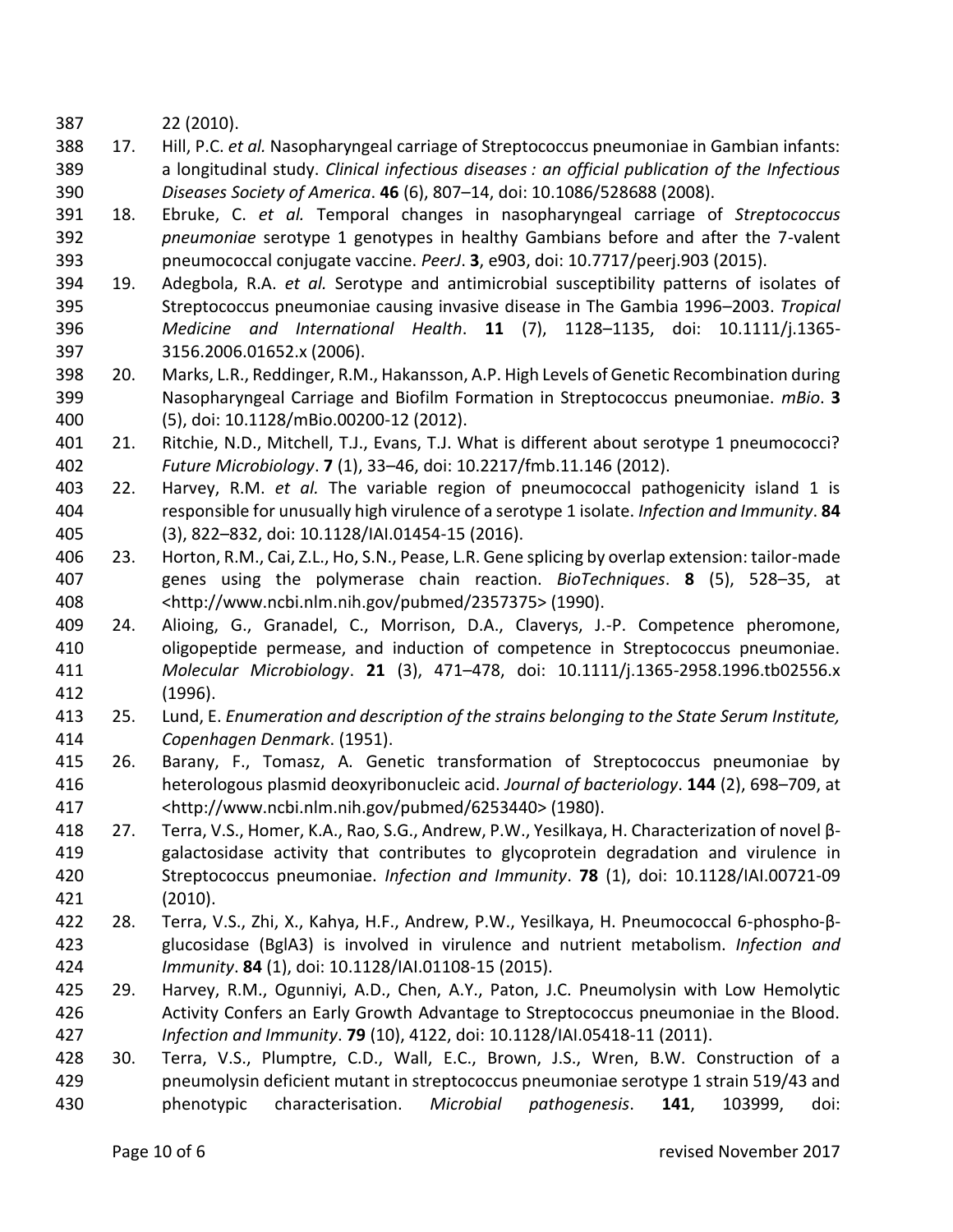22 (2010).

17. Hill, P.C. *et al.* Nasopharyngeal carriage of Streptococcus pneumoniae in Gambian infants: a longitudinal study. *Clinical infectious diseases : an official publication of the Infectious Diseases Society of America*. **46** (6), 807–14, doi: 10.1086/528688 (2008).
18. Ebruke, C. *et al.* Temporal changes in nasopharyngeal carriage of *Streptococcus pneumoniae* serotype 1 genotypes in healthy Gambians before and after the 7-valent pneumococcal conjugate vaccine. *PeerJ*. **3**, e903, doi: 10.7717/peerj.903 (2015).
19. Adegbola, R.A. *et al.* Serotype and antimicrobial susceptibility patterns of isolates of Streptococcus pneumoniae causing invasive disease in The Gambia 1996–2003. *Tropical Medicine and International Health*. **11** (7), 1128–1135, doi: 10.1111/j.1365-3156.2006.01652.x (2006).
20. Marks, L.R., Reddinger, R.M., Hakansson, A.P. High Levels of Genetic Recombination during Nasopharyngeal Carriage and Biofilm Formation in Streptococcus pneumoniae. *mBio*. **3** (5), doi: 10.1128/mBio.00200-12 (2012).
21. Ritchie, N.D., Mitchell, T.J., Evans, T.J. What is different about serotype 1 pneumococci? *Future Microbiology*. **7** (1), 33–46, doi: 10.2217/fmb.11.146 (2012).
22. Harvey, R.M. *et al.* The variable region of pneumococcal pathogenicity island 1 is responsible for unusually high virulence of a serotype 1 isolate. *Infection and Immunity*. **84** (3), 822–832, doi: 10.1128/IAI.01454-15 (2016).
23. Horton, R.M., Cai, Z.L., Ho, S.N., Pease, L.R. Gene splicing by overlap extension: tailor-made genes using the polymerase chain reaction. *BioTechniques*. **8** (5), 528–35, at <http://www.ncbi.nlm.nih.gov/pubmed/2357375> (1990).
24. Alioing, G., Granadel, C., Morrison, D.A., Claverys, J.-P. Competence pheromone, oligopeptide permease, and induction of competence in Streptococcus pneumoniae. *Molecular Microbiology*. **21** (3), 471–478, doi: 10.1111/j.1365-2958.1996.tb02556.x (1996).
25. Lund, E. *Enumeration and description of the strains belonging to the State Serum Institute, Copenhagen Denmark*. (1951).
26. Barany, F., Tomasz, A. Genetic transformation of Streptococcus pneumoniae by heterologous plasmid deoxyribonucleic acid. *Journal of bacteriology*. **144** (2), 698–709, at <http://www.ncbi.nlm.nih.gov/pubmed/6253440> (1980).
27. Terra, V.S., Homer, K.A., Rao, S.G., Andrew, P.W., Yesilkaya, H. Characterization of novel β-galactosidase activity that contributes to glycoprotein degradation and virulence in Streptococcus pneumoniae. *Infection and Immunity*. **78** (1), doi: 10.1128/IAI.00721-09 (2010).
28. Terra, V.S., Zhi, X., Kahya, H.F., Andrew, P.W., Yesilkaya, H. Pneumococcal 6-phospho-β-glucosidase (BglA3) is involved in virulence and nutrient metabolism. *Infection and Immunity*. **84** (1), doi: 10.1128/IAI.01108-15 (2015).
29. Harvey, R.M., Ogunniyi, A.D., Chen, A.Y., Paton, J.C. Pneumolysin with Low Hemolytic Activity Confers an Early Growth Advantage to Streptococcus pneumoniae in the Blood. *Infection and Immunity*. **79** (10), 4122, doi: 10.1128/IAI.05418-11 (2011).
30. Terra, V.S., Plumptre, C.D., Wall, E.C., Brown, J.S., Wren, B.W. Construction of a pneumolysin deficient mutant in streptococcus pneumoniae serotype 1 strain 519/43 and phenotypic characterisation. *Microbial pathogenesis*. **141**, 103999, doi: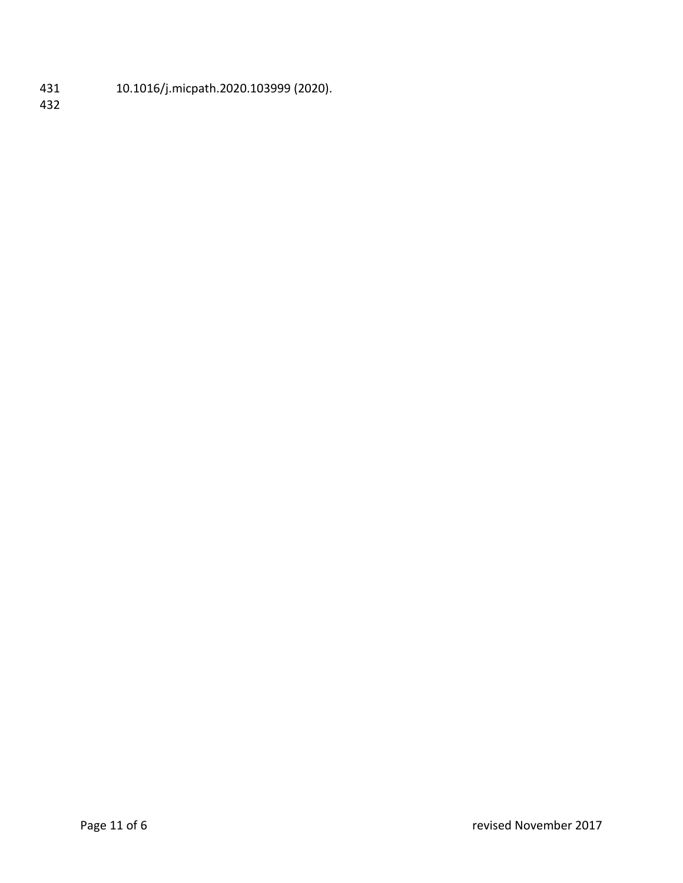10.1016/j.micpath.2020.103999 (2020).